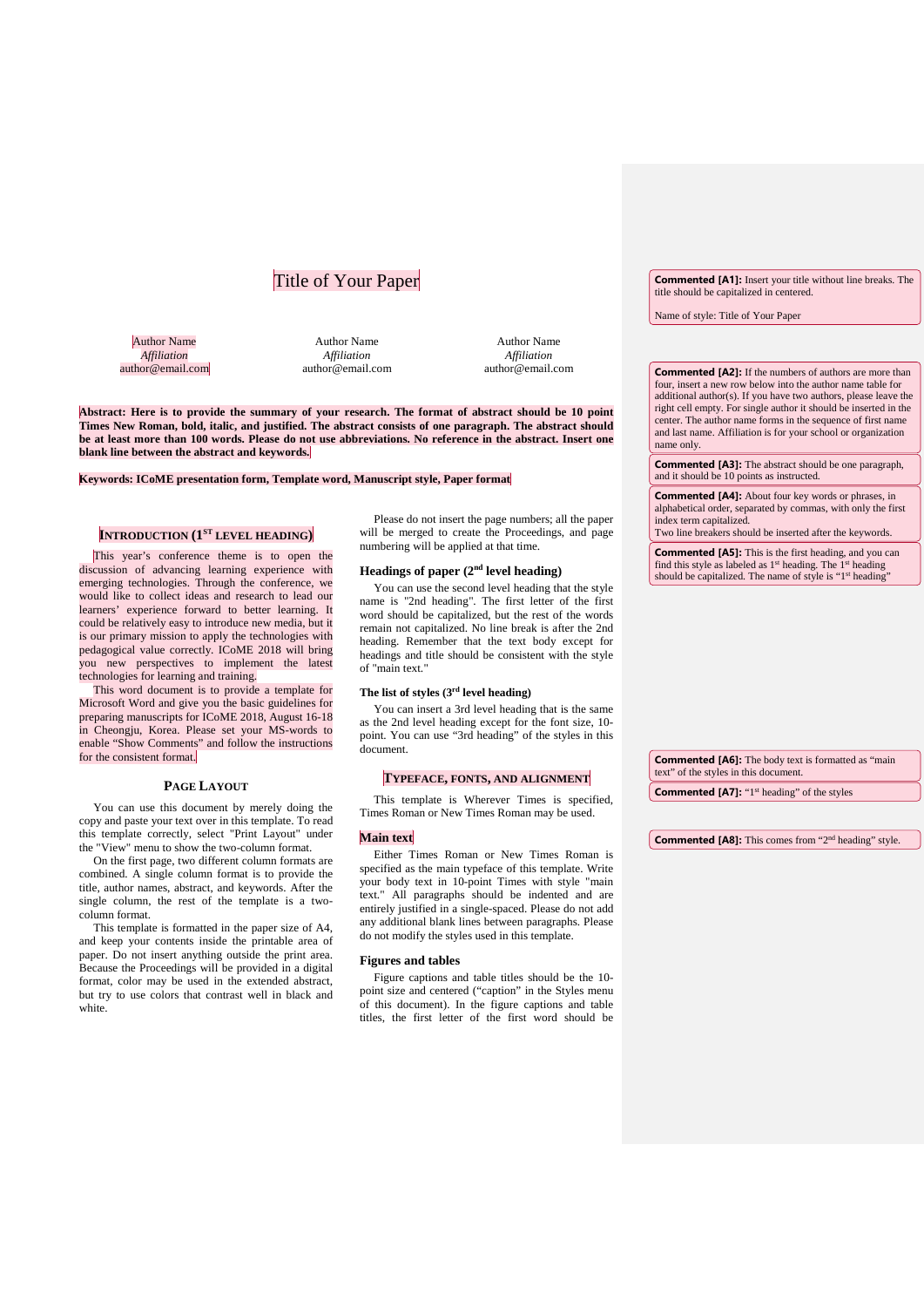# Title of Your Paper

| | | |
|---|---|---|
| Author Name | Author Name | Author Name |
| *Affiliation* | *Affiliation* | *Affiliation* |
| author@email.com | author@email.com | author@email.com |

**Abstract: Here is to provide the summary of your research. The format of abstract should be 10 point Times New Roman, bold, italic, and justified. The abstract consists of one paragraph. The abstract should be at least more than 100 words. Please do not use abbreviations. No reference in the abstract. Insert one blank line between the abstract and keywords.**

**Keywords: ICoME presentation form, Template word, Manuscript style, Paper format**

## INTRODUCTION (1ST LEVEL HEADING)

This year's conference theme is to open the discussion of advancing learning experience with emerging technologies. Through the conference, we would like to collect ideas and research to lead our learners' experience forward to better learning. It could be relatively easy to introduce new media, but it is our primary mission to apply the technologies with pedagogical value correctly. ICoME 2018 will bring you new perspectives to implement the latest technologies for learning and training.

This word document is to provide a template for Microsoft Word and give you the basic guidelines for preparing manuscripts for ICoME 2018, August 16-18 in Cheongju, Korea. Please set your MS-words to enable "Show Comments" and follow the instructions for the consistent format.

## PAGE LAYOUT

You can use this document by merely doing the copy and paste your text over in this template. To read this template correctly, select "Print Layout" under the "View" menu to show the two-column format.

On the first page, two different column formats are combined. A single column format is to provide the title, author names, abstract, and keywords. After the single column, the rest of the template is a two-column format.

This template is formatted in the paper size of A4, and keep your contents inside the printable area of paper. Do not insert anything outside the print area. Because the Proceedings will be provided in a digital format, color may be used in the extended abstract, but try to use colors that contrast well in black and white.

Please do not insert the page numbers; all the paper will be merged to create the Proceedings, and page numbering will be applied at that time.

### Headings of paper (2nd level heading)

You can use the second level heading that the style name is "2nd heading". The first letter of the first word should be capitalized, but the rest of the words remain not capitalized. No line break is after the 2nd heading. Remember that the text body except for headings and title should be consistent with the style of "main text."

#### The list of styles (3rd level heading)

You can insert a 3rd level heading that is the same as the 2nd level heading except for the font size, 10-point. You can use "3rd heading" of the styles in this document.

## TYPEFACE, FONTS, AND ALIGNMENT

This template is Wherever Times is specified, Times Roman or New Times Roman may be used.

### Main text

Either Times Roman or New Times Roman is specified as the main typeface of this template. Write your body text in 10-point Times with style "main text." All paragraphs should be indented and are entirely justified in a single-spaced. Please do not add any additional blank lines between paragraphs. Please do not modify the styles used in this template.

### Figures and tables

Figure captions and table titles should be the 10-point size and centered ("caption" in the Styles menu of this document). In the figure captions and table titles, the first letter of the first word should be

**Commented [A1]:** Insert your title without line breaks. The title should be capitalized in centered.

Name of style: Title of Your Paper

**Commented [A2]:** If the numbers of authors are more than four, insert a new row below into the author name table for additional author(s). If you have two authors, please leave the right cell empty. For single author it should be inserted in the center. The author name forms in the sequence of first name and last name. Affiliation is for your school or organization name only.

**Commented [A3]:** The abstract should be one paragraph, and it should be 10 points as instructed.

**Commented [A4]:** About four key words or phrases, in alphabetical order, separated by commas, with only the first index term capitalized.
Two line breakers should be inserted after the keywords.

**Commented [A5]:** This is the first heading, and you can find this style as labeled as 1st heading. The 1st heading should be capitalized. The name of style is "1st heading"

**Commented [A6]:** The body text is formatted as "main text" of the styles in this document.

**Commented [A7]:** "1st heading" of the styles

**Commented [A8]:** This comes from "2nd heading" style.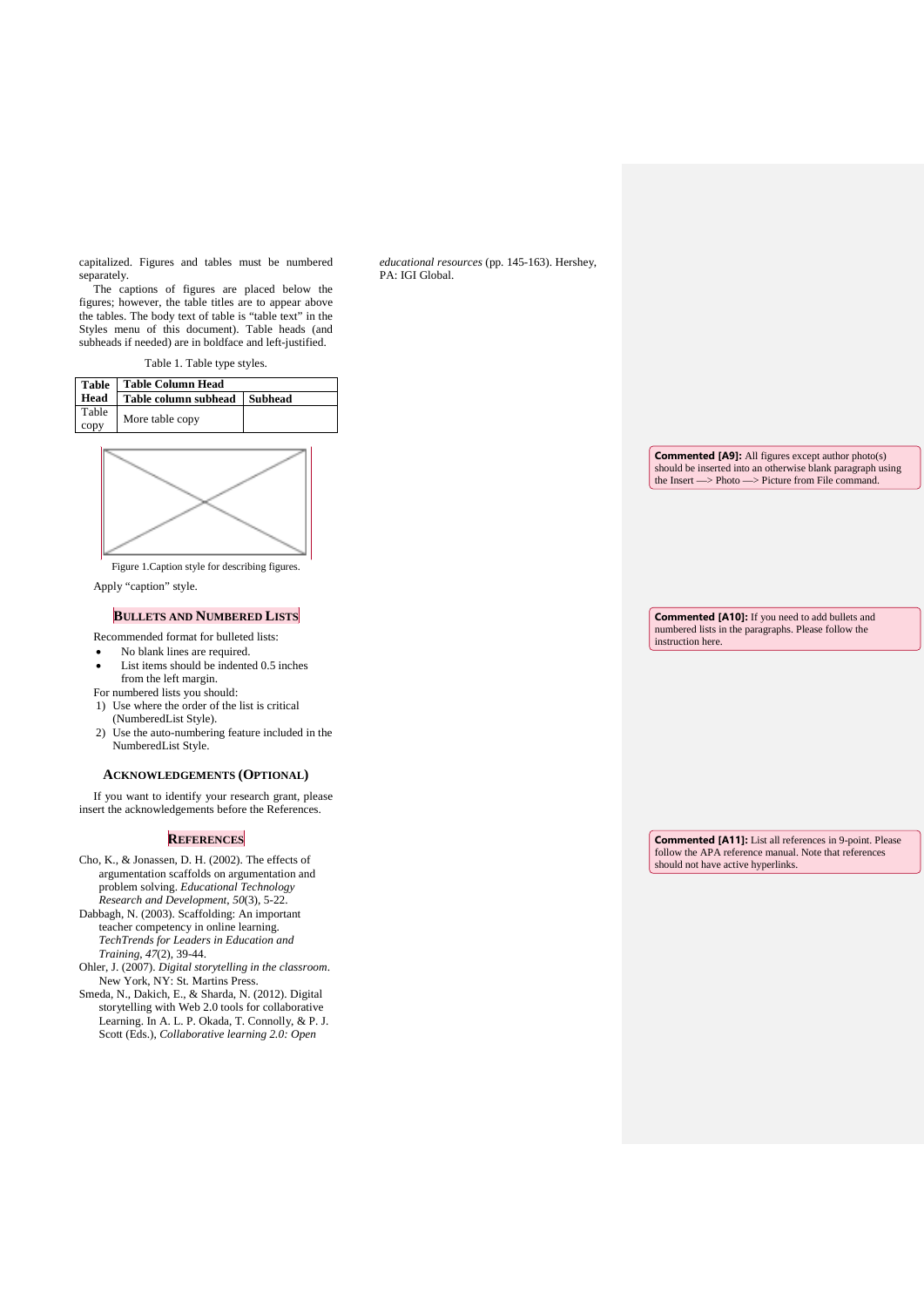capitalized. Figures and tables must be numbered separately.

The captions of figures are placed below the figures; however, the table titles are to appear above the tables. The body text of table is "table text" in the Styles menu of this document). Table heads (and subheads if needed) are in boldface and left-justified.

Table 1. Table type styles.

| Table Head | Table Column Head | |
|---|---|---|
| | **Table column subhead** | **Subhead** |
| Table copy | More table copy | |

Figure 1.Caption style for describing figures.

Apply "caption" style.

## Bullets and Numbered Lists

Recommended format for bulleted lists:

- No blank lines are required.
- List items should be indented 0.5 inches from the left margin.

For numbered lists you should:

1) Use where the order of the list is critical (NumberedList Style).
2) Use the auto-numbering feature included in the NumberedList Style.

## Acknowledgements (Optional)

If you want to identify your research grant, please insert the acknowledgements before the References.

## References

Cho, K., & Jonassen, D. H. (2002). The effects of argumentation scaffolds on argumentation and problem solving. *Educational Technology Research and Development*, *50*(3), 5-22.

Dabbagh, N. (2003). Scaffolding: An important teacher competency in online learning. *TechTrends for Leaders in Education and Training*, *47*(2), 39-44.

Ohler, J. (2007). *Digital storytelling in the classroom*. New York, NY: St. Martins Press.

Smeda, N., Dakich, E., & Sharda, N. (2012). Digital storytelling with Web 2.0 tools for collaborative Learning. In A. L. P. Okada, T. Connolly, & P. J. Scott (Eds.), *Collaborative learning 2.0: Open educational resources* (pp. 145-163). Hershey, PA: IGI Global.

**Commented [A9]:** All figures except author photo(s) should be inserted into an otherwise blank paragraph using the Insert —> Photo —> Picture from File command.

**Commented [A10]:** If you need to add bullets and numbered lists in the paragraphs. Please follow the instruction here.

**Commented [A11]:** List all references in 9-point. Please follow the APA reference manual. Note that references should not have active hyperlinks.